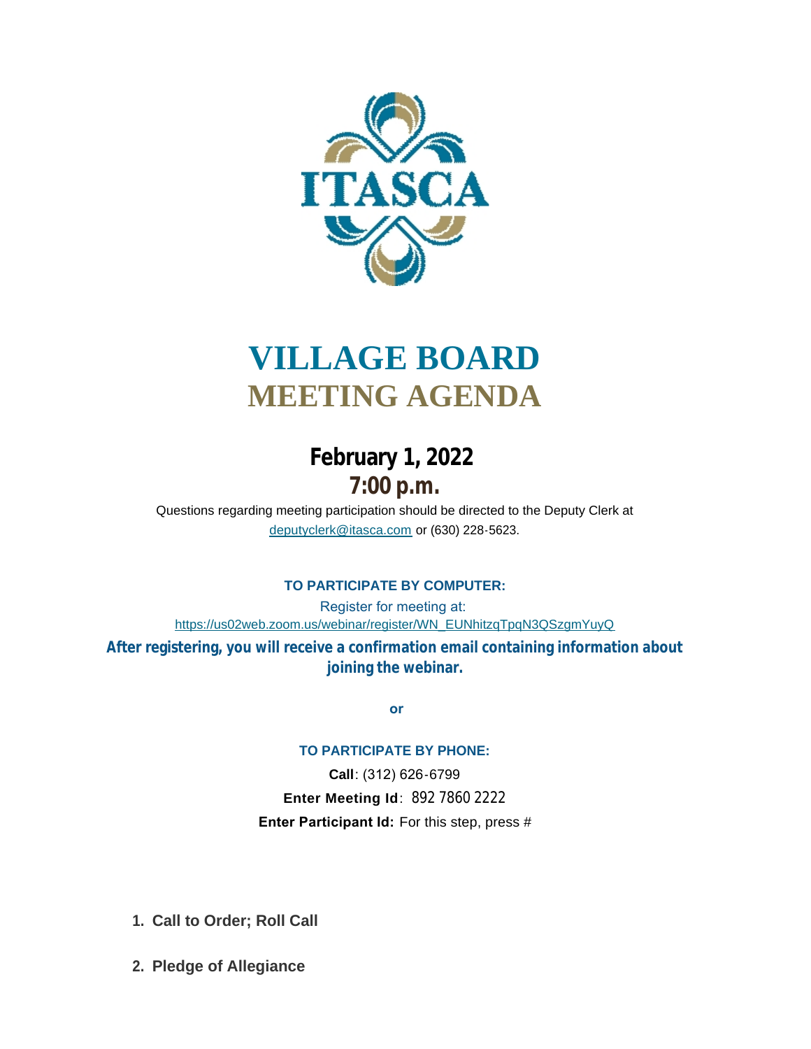# VILLAGE BOARD
# MEETING AGENDA

## February 1, 2022
## 7:00 p.m.

Questions regarding meeting participation should be directed to the Deputy Clerk at deputyclerk@itasca.com or (630) 228-5623.

**TO PARTICIPATE BY COMPUTER:**

Register for meeting at:
https://us02web.zoom.us/webinar/register/WN_EUNhitzqTpqN3QSzgmYuyQ

**After registering, you will receive a confirmation email containing information about joining the webinar.**

**or**

**TO PARTICIPATE BY PHONE:**

**Call**: (312) 626-6799

**Enter Meeting Id**: 892 7860 2222

**Enter Participant Id:** For this step, press #

1. **Call to Order; Roll Call**
2. **Pledge of Allegiance**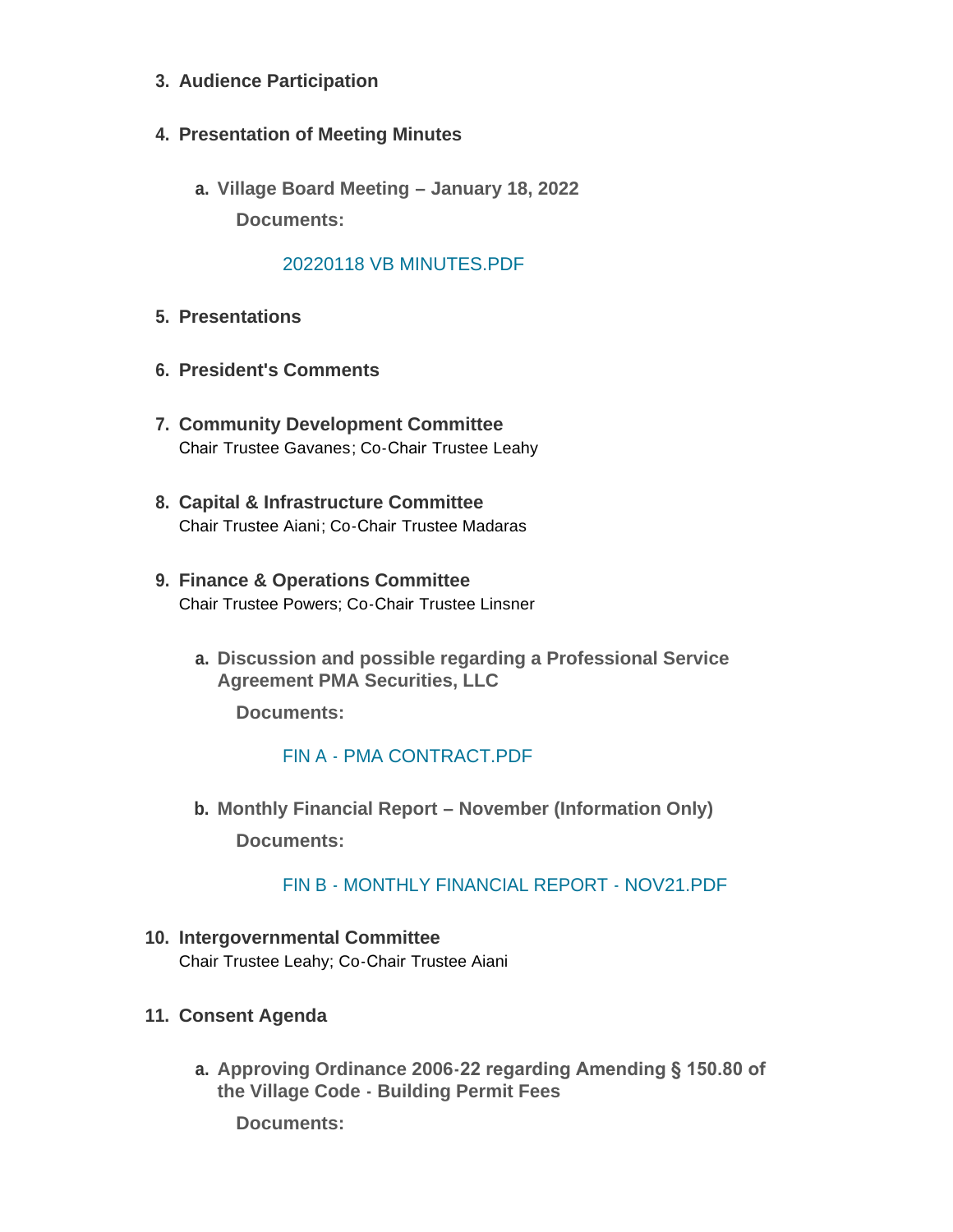3. **Audience Participation**

4. **Presentation of Meeting Minutes**

    a. **Village Board Meeting – January 18, 2022**

    **Documents:**

    20220118 VB MINUTES.PDF

5. **Presentations**

6. **President's Comments**

7. **Community Development Committee**
   Chair Trustee Gavanes; Co-Chair Trustee Leahy

8. **Capital & Infrastructure Committee**
   Chair Trustee Aiani; Co-Chair Trustee Madaras

9. **Finance & Operations Committee**
   Chair Trustee Powers; Co-Chair Trustee Linsner

    a. **Discussion and possible regarding a Professional Service Agreement PMA Securities, LLC**

    **Documents:**

    FIN A - PMA CONTRACT.PDF

    b. **Monthly Financial Report – November (Information Only)**

    **Documents:**

    FIN B - MONTHLY FINANCIAL REPORT - NOV21.PDF

10. **Intergovernmental Committee**
    Chair Trustee Leahy; Co-Chair Trustee Aiani

11. **Consent Agenda**

    a. **Approving Ordinance 2006-22 regarding Amending § 150.80 of the Village Code - Building Permit Fees**

    **Documents:**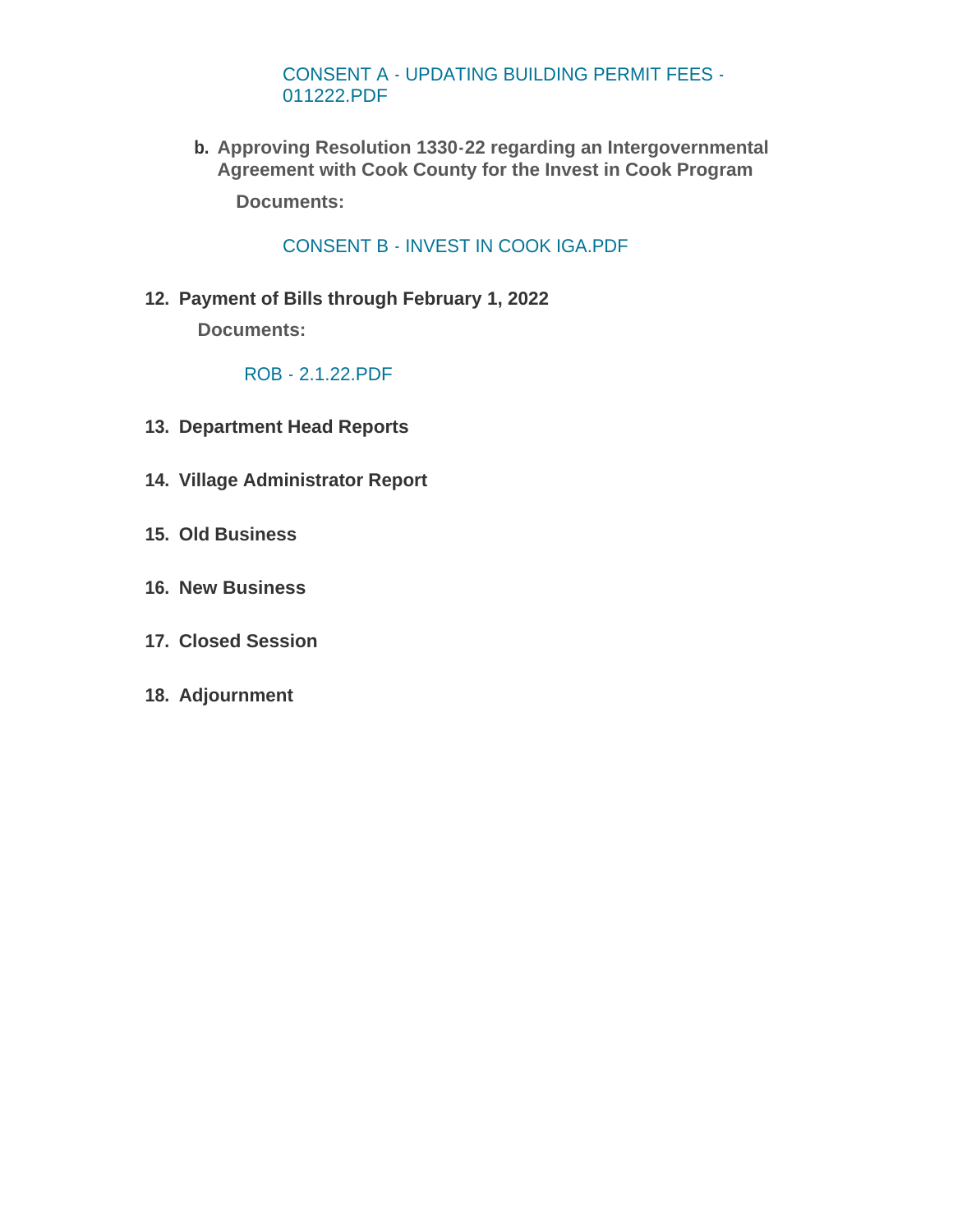CONSENT A - UPDATING BUILDING PERMIT FEES - 011222.PDF

b. **Approving Resolution 1330-22 regarding an Intergovernmental Agreement with Cook County for the Invest in Cook Program**

   **Documents:**

   CONSENT B - INVEST IN COOK IGA.PDF

12. **Payment of Bills through February 1, 2022**

    **Documents:**

    ROB - 2.1.22.PDF

13. **Department Head Reports**

14. **Village Administrator Report**

15. **Old Business**

16. **New Business**

17. **Closed Session**

18. **Adjournment**